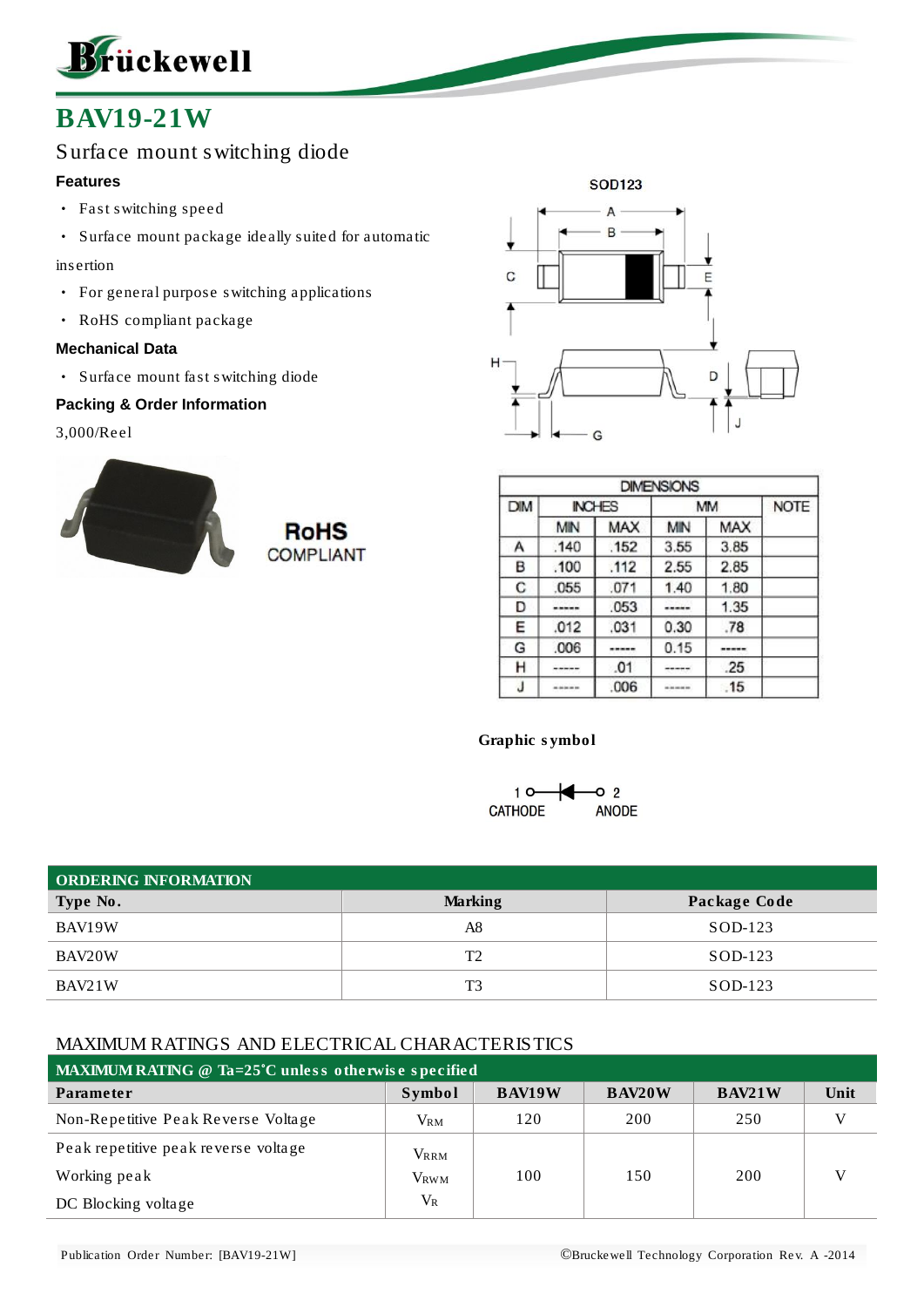# BAV19-21W

## Surface mount switching diode

### Features

- Fast switching speed
- Surface mount package ideally suited for automatic insertion
- For general purpose switching applications
- RoHS compliant package

### Mechanical Data

- Surface mount fast switching diode

### Packing & Order Information

3,000/Reel

RoHS COMPLIANT

SOD123

| DIM | INCHES | | MM | | NOTE |
|---|---|---|---|---|---|
| | MIN | MAX | MIN | MAX | |
| A | .140 | .152 | 3.55 | 3.85 | |
| B | .100 | .112 | 2.55 | 2.85 | |
| C | .055 | .071 | 1.40 | 1.80 | |
| D | ----- | .053 | ----- | 1.35 | |
| E | .012 | .031 | 0.30 | .78 | |
| G | .006 | ----- | 0.15 | ----- | |
| H | ----- | .01 | ----- | .25 | |
| J | ----- | .006 | ----- | .15 | |

**Graphic symbol**

1 CATHODE — 2 ANODE

## ORDERING INFORMATION

| Type No. | Marking | Package Code |
|---|---|---|
| BAV19W | A8 | SOD-123 |
| BAV20W | T2 | SOD-123 |
| BAV21W | T3 | SOD-123 |

## MAXIMUM RATINGS AND ELECTRICAL CHARACTERISTICS

**MAXIMUM RATING @ Ta=25˚C unless otherwise specified**

| Parameter | Symbol | BAV19W | BAV20W | BAV21W | Unit |
|---|---|---|---|---|---|
| Non-Repetitive Peak Reverse Voltage | $V_{RM}$ | 120 | 200 | 250 | V |
| Peak repetitive peak reverse voltage<br>Working peak<br>DC Blocking voltage | $V_{RRM}$<br>$V_{RWM}$<br>$V_R$ | 100 | 150 | 200 | V |

Publication Order Number: [BAV19-21W]

©Bruckewell Technology Corporation Rev. A -2014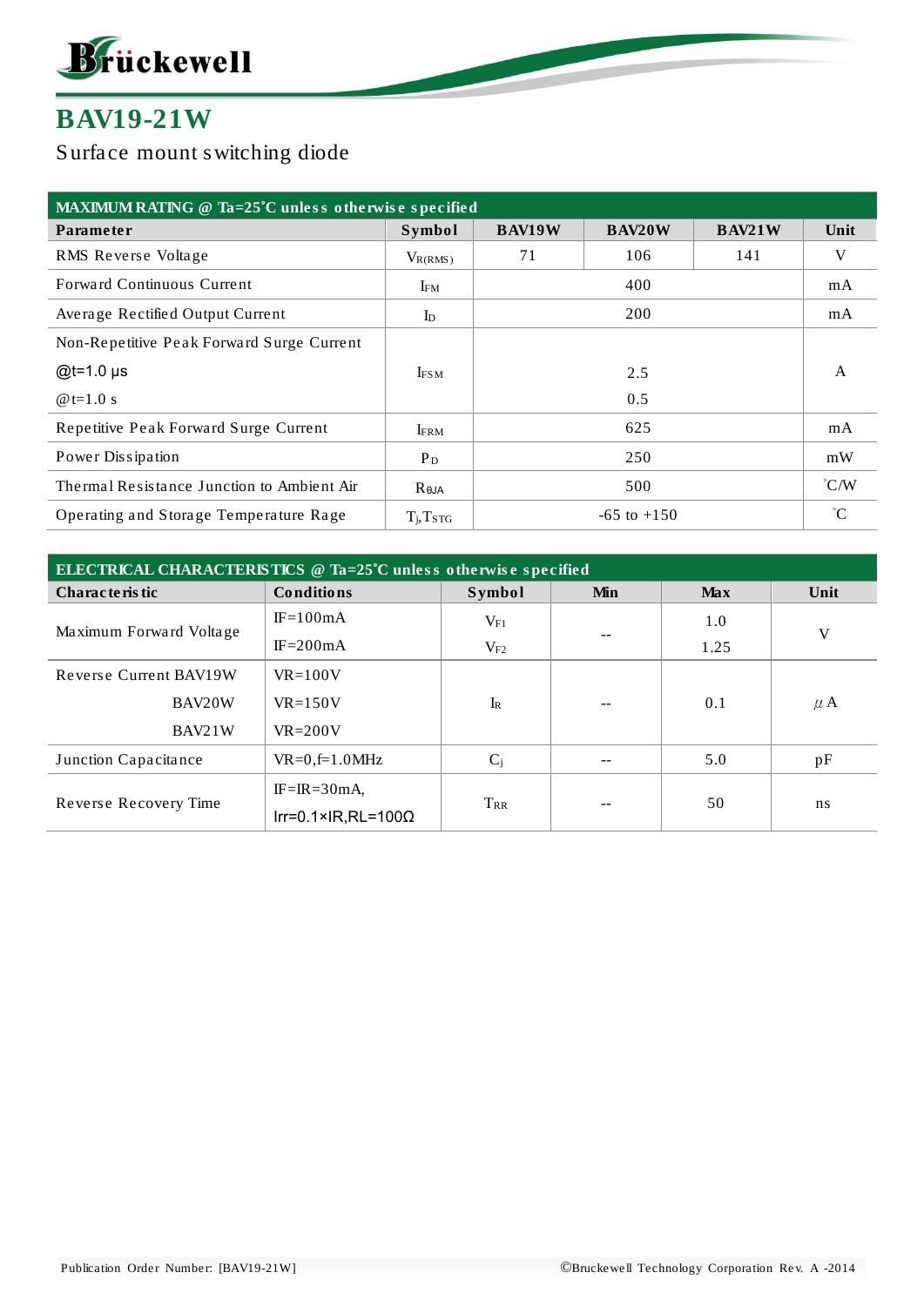# BAV19-21W

Surface mount switching diode

| MAXIMUM RATING @ Ta=25˚C unless otherwise specified | | | | | |
|---|---|---|---|---|---|
| **Parameter** | **Symbol** | **BAV19W** | **BAV20W** | **BAV21W** | **Unit** |
| RMS Reverse Voltage | $V_{R(RMS)}$ | 71 | 106 | 141 | V |
| Forward Continuous Current | $I_{FM}$ | 400 | | | mA |
| Average Rectified Output Current | $I_D$ | 200 | | | mA |
| Non-Repetitive Peak Forward Surge Current @t=1.0 μs @t=1.0 s | $I_{FSM}$ | 2.5 0.5 | | | A |
| Repetitive Peak Forward Surge Current | $I_{FRM}$ | 625 | | | mA |
| Power Dissipation | $P_D$ | 250 | | | mW |
| Thermal Resistance Junction to Ambient Air | $R_{θJA}$ | 500 | | | ˚C/W |
| Operating and Storage Temperature Rage | $T_j$,$T_{STG}$ | -65 to +150 | | | ˚C |

| ELECTRICAL CHARACTERISTICS @ Ta=25˚C unless otherwise specified | | | | | |
|---|---|---|---|---|---|
| **Characteristic** | **Conditions** | **Symbol** | **Min** | **Max** | **Unit** |
| Maximum Forward Voltage | IF=100mA | $V_{F1}$ | -- | 1.0 | V |
| | IF=200mA | $V_{F2}$ | | 1.25 | |
| Reverse Current BAV19W | VR=100V | $I_R$ | -- | 0.1 | μA |
| BAV20W | VR=150V | | | | |
| BAV21W | VR=200V | | | | |
| Junction Capacitance | VR=0,f=1.0MHz | $C_j$ | -- | 5.0 | pF |
| Reverse Recovery Time | IF=IR=30mA, Irr=0.1×IR,RL=100Ω | $T_{RR}$ | -- | 50 | ns |

Publication Order Number: [BAV19-21W]

©Bruckewell Technology Corporation Rev. A -2014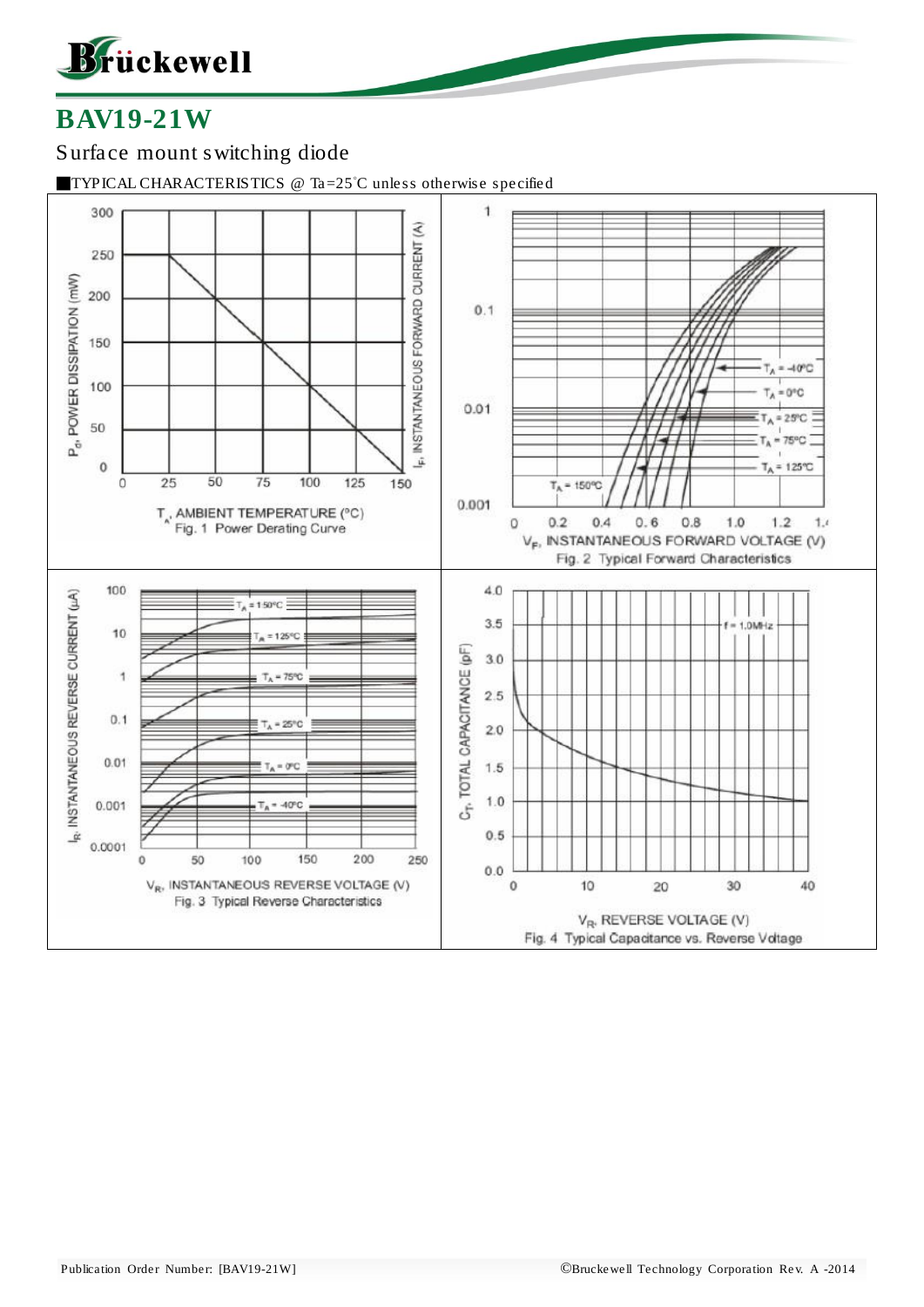# BAV19-21W

Surface mount switching diode

■TYPICAL CHARACTERISTICS @ Ta=25°C unless otherwise specified

$T_A$, AMBIENT TEMPERATURE (°C)

Fig. 1 Power Derating Curve

$V_F$, INSTANTANEOUS FORWARD VOLTAGE (V)

Fig. 2 Typical Forward Characteristics

$V_R$, INSTANTANEOUS REVERSE VOLTAGE (V)

Fig. 3 Typical Reverse Characteristics

$V_R$, REVERSE VOLTAGE (V)

Fig. 4 Typical Capacitance vs. Reverse Voltage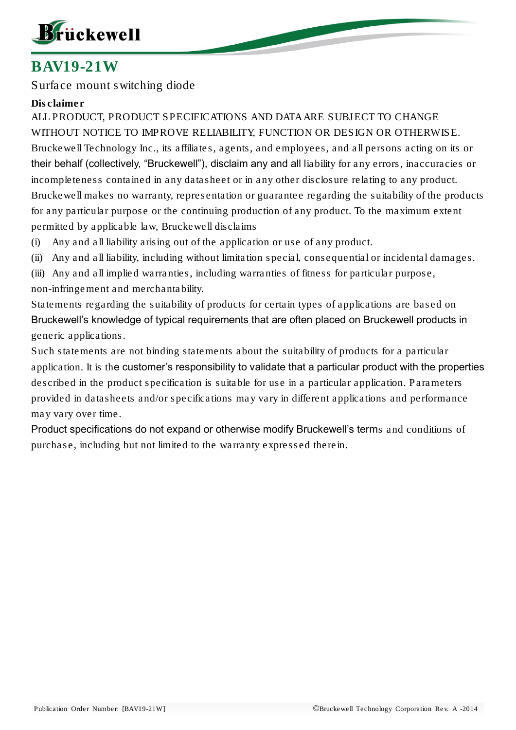# BAV19-21W

Surface mount switching diode

**Disclaimer**

ALL PRODUCT, PRODUCT SPECIFICATIONS AND DATA ARE SUBJECT TO CHANGE WITHOUT NOTICE TO IMPROVE RELIABILITY, FUNCTION OR DESIGN OR OTHERWISE.

Bruckewell Technology Inc., its affiliates, agents, and employees, and all persons acting on its or their behalf (collectively, "Bruckewell"), disclaim any and all liability for any errors, inaccuracies or incompleteness contained in any datasheet or in any other disclosure relating to any product.

Bruckewell makes no warranty, representation or guarantee regarding the suitability of the products for any particular purpose or the continuing production of any product. To the maximum extent permitted by applicable law, Bruckewell disclaims

(i) Any and all liability arising out of the application or use of any product.

(ii) Any and all liability, including without limitation special, consequential or incidental damages.

(iii) Any and all implied warranties, including warranties of fitness for particular purpose, non-infringement and merchantability.

Statements regarding the suitability of products for certain types of applications are based on Bruckewell's knowledge of typical requirements that are often placed on Bruckewell products in generic applications.

Such statements are not binding statements about the suitability of products for a particular application. It is the customer's responsibility to validate that a particular product with the properties described in the product specification is suitable for use in a particular application. Parameters provided in datasheets and/or specifications may vary in different applications and performance may vary over time.

Product specifications do not expand or otherwise modify Bruckewell's terms and conditions of purchase, including but not limited to the warranty expressed therein.